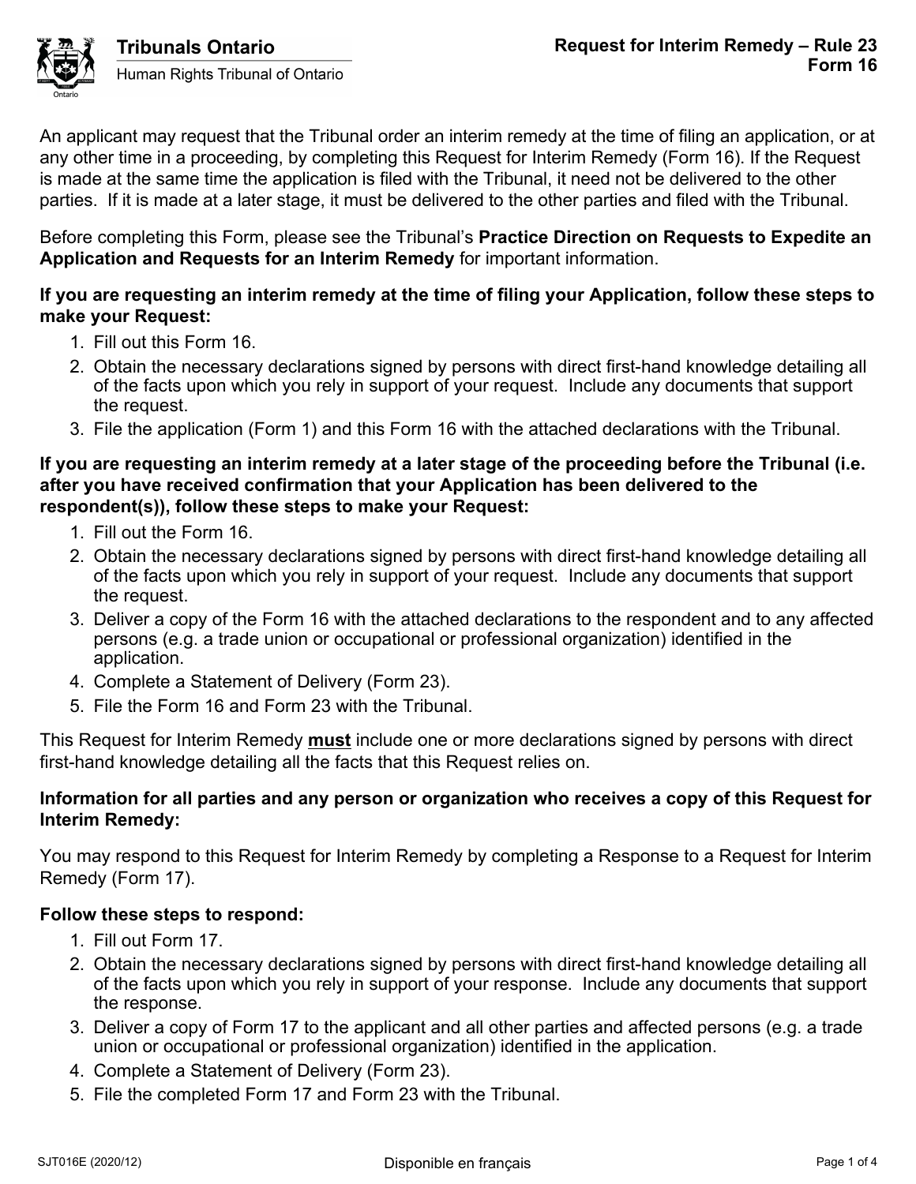**Tribunals Ontario**

Human Rights Tribunal of Ontario

# Request for Interim Remedy – Rule 23
## Form 16

An applicant may request that the Tribunal order an interim remedy at the time of filing an application, or at any other time in a proceeding, by completing this Request for Interim Remedy (Form 16). If the Request is made at the same time the application is filed with the Tribunal, it need not be delivered to the other parties. If it is made at a later stage, it must be delivered to the other parties and filed with the Tribunal.

Before completing this Form, please see the Tribunal's **Practice Direction on Requests to Expedite an Application and Requests for an Interim Remedy** for important information.

**If you are requesting an interim remedy at the time of filing your Application, follow these steps to make your Request:**

1. Fill out this Form 16.
2. Obtain the necessary declarations signed by persons with direct first-hand knowledge detailing all of the facts upon which you rely in support of your request. Include any documents that support the request.
3. File the application (Form 1) and this Form 16 with the attached declarations with the Tribunal.

**If you are requesting an interim remedy at a later stage of the proceeding before the Tribunal (i.e. after you have received confirmation that your Application has been delivered to the respondent(s)), follow these steps to make your Request:**

1. Fill out the Form 16.
2. Obtain the necessary declarations signed by persons with direct first-hand knowledge detailing all of the facts upon which you rely in support of your request. Include any documents that support the request.
3. Deliver a copy of the Form 16 with the attached declarations to the respondent and to any affected persons (e.g. a trade union or occupational or professional organization) identified in the application.
4. Complete a Statement of Delivery (Form 23).
5. File the Form 16 and Form 23 with the Tribunal.

This Request for Interim Remedy **must** include one or more declarations signed by persons with direct first-hand knowledge detailing all the facts that this Request relies on.

**Information for all parties and any person or organization who receives a copy of this Request for Interim Remedy:**

You may respond to this Request for Interim Remedy by completing a Response to a Request for Interim Remedy (Form 17).

**Follow these steps to respond:**

1. Fill out Form 17.
2. Obtain the necessary declarations signed by persons with direct first-hand knowledge detailing all of the facts upon which you rely in support of your response. Include any documents that support the response.
3. Deliver a copy of Form 17 to the applicant and all other parties and affected persons (e.g. a trade union or occupational or professional organization) identified in the application.
4. Complete a Statement of Delivery (Form 23).
5. File the completed Form 17 and Form 23 with the Tribunal.

SJT016E (2020/12) Disponible en français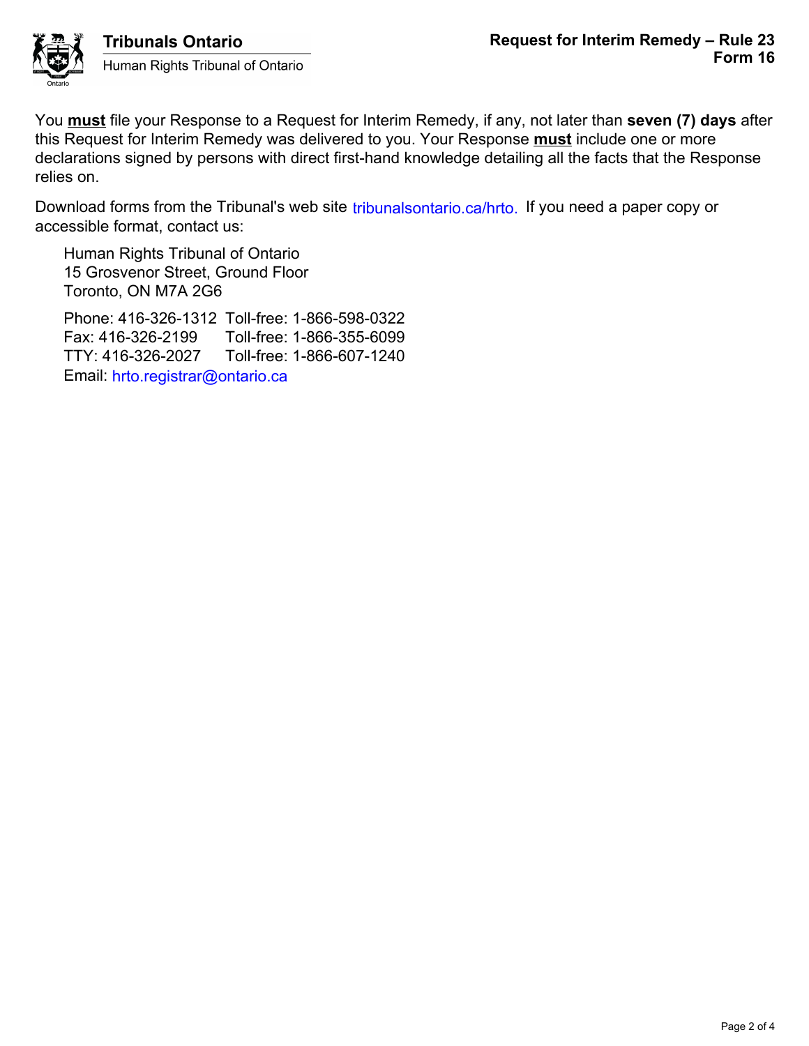You **must** file your Response to a Request for Interim Remedy, if any, not later than **seven (7) days** after this Request for Interim Remedy was delivered to you. Your Response **must** include one or more declarations signed by persons with direct first-hand knowledge detailing all the facts that the Response relies on.

Download forms from the Tribunal's web site tribunalsontario.ca/hrto. If you need a paper copy or accessible format, contact us:

Human Rights Tribunal of Ontario
15 Grosvenor Street, Ground Floor
Toronto, ON M7A 2G6

Phone: 416-326-1312 Toll-free: 1-866-598-0322
Fax: 416-326-2199 Toll-free: 1-866-355-6099
TTY: 416-326-2027 Toll-free: 1-866-607-1240
Email: hrto.registrar@ontario.ca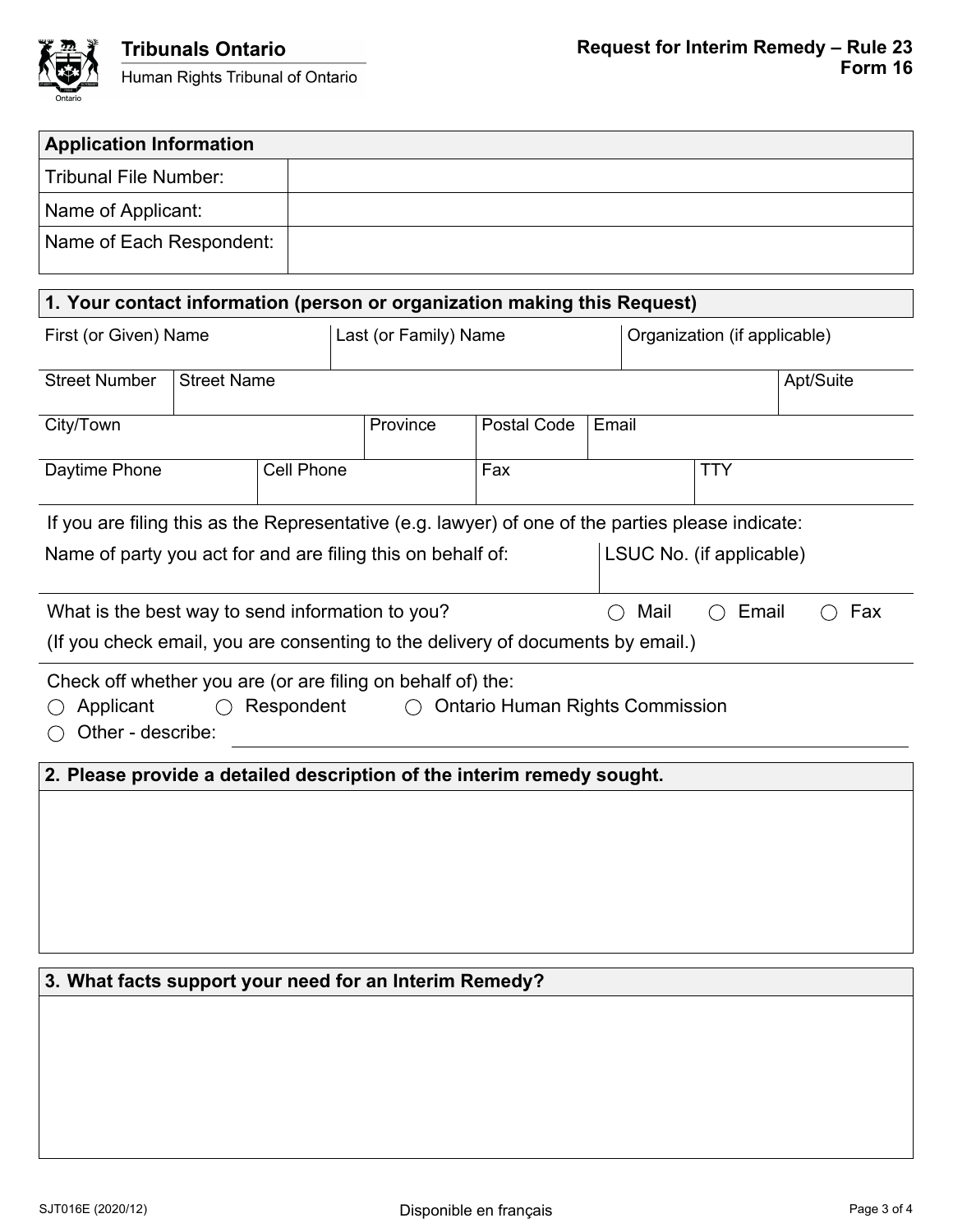**Tribunals Ontario**
Human Rights Tribunal of Ontario

**Request for Interim Remedy – Rule 23**
**Form 16**

| **Application Information** | |
|---|---|
| Tribunal File Number: | |
| Name of Applicant: | |
| Name of Each Respondent: | |

**1. Your contact information (person or organization making this Request)**

| First (or Given) Name | Last (or Family) Name | Organization (if applicable) |
|---|---|---|
| | | |

| Street Number | Street Name | Apt/Suite |
|---|---|---|
| | | |

| City/Town | Province | Postal Code | Email |
|---|---|---|---|
| | | | |

| Daytime Phone | Cell Phone | Fax | TTY |
|---|---|---|---|
| | | | |

If you are filing this as the Representative (e.g. lawyer) of one of the parties please indicate:

| Name of party you act for and are filing this on behalf of: | LSUC No. (if applicable) |
|---|---|
| | |

What is the best way to send information to you? ◯ Mail ◯ Email ◯ Fax
(If you check email, you are consenting to the delivery of documents by email.)

Check off whether you are (or are filing on behalf of) the:
◯ Applicant ◯ Respondent ◯ Ontario Human Rights Commission
◯ Other - describe: ____________________

**2. Please provide a detailed description of the interim remedy sought.**

**3. What facts support your need for an Interim Remedy?**

SJT016E (2020/12)

Disponible en français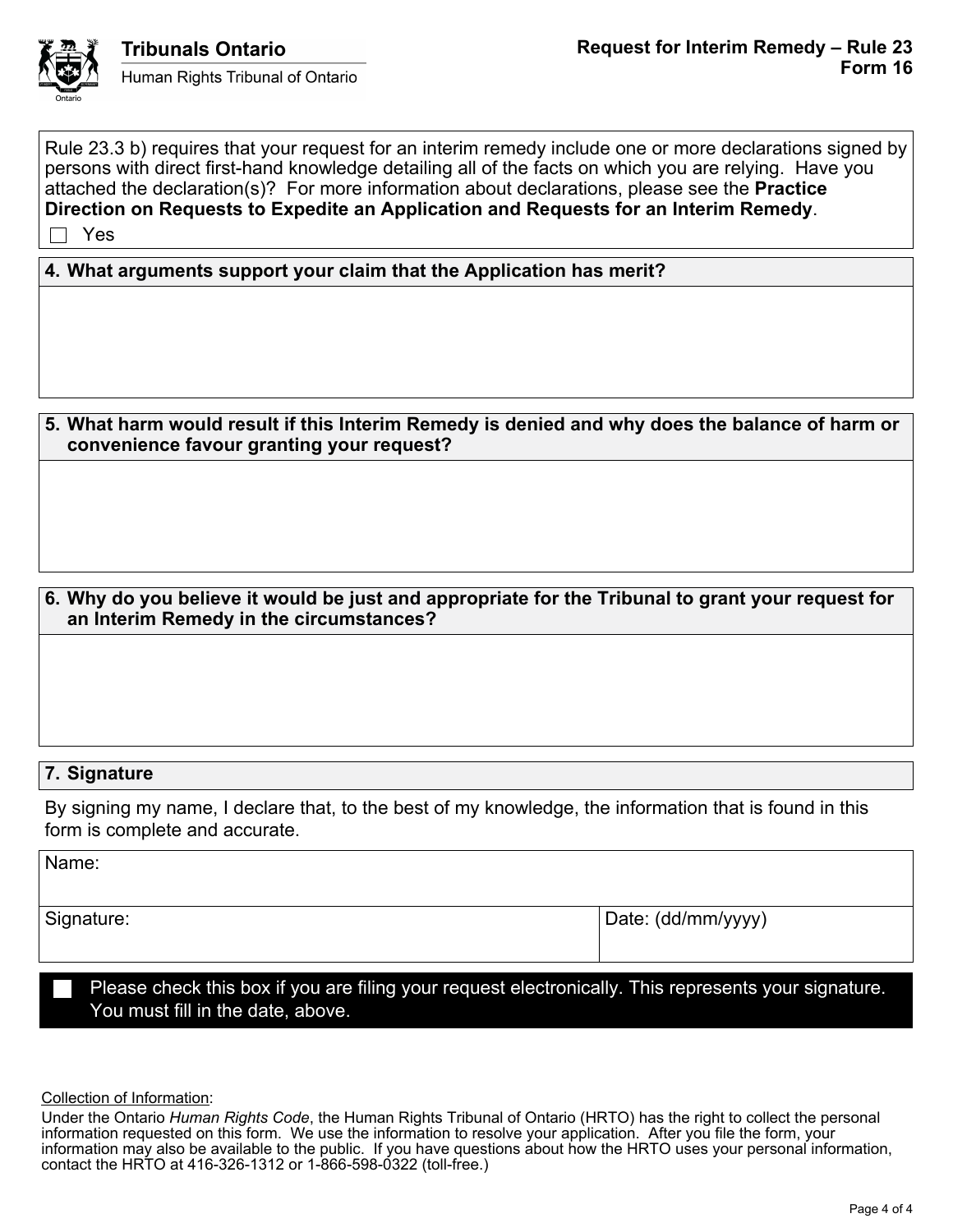Rule 23.3 b) requires that your request for an interim remedy include one or more declarations signed by persons with direct first-hand knowledge detailing all of the facts on which you are relying. Have you attached the declaration(s)? For more information about declarations, please see the **Practice Direction on Requests to Expedite an Application and Requests for an Interim Remedy**.

☐ Yes

### 4. What arguments support your claim that the Application has merit?

### 5. What harm would result if this Interim Remedy is denied and why does the balance of harm or convenience favour granting your request?

### 6. Why do you believe it would be just and appropriate for the Tribunal to grant your request for an Interim Remedy in the circumstances?

### 7. Signature

By signing my name, I declare that, to the best of my knowledge, the information that is found in this form is complete and accurate.

| | |
|---|---|
| Name: | |
| Signature: | Date: (dd/mm/yyyy) |

☐ Please check this box if you are filing your request electronically. This represents your signature. You must fill in the date, above.

Collection of Information:

Under the Ontario *Human Rights Code*, the Human Rights Tribunal of Ontario (HRTO) has the right to collect the personal information requested on this form. We use the information to resolve your application. After you file the form, your information may also be available to the public. If you have questions about how the HRTO uses your personal information, contact the HRTO at 416-326-1312 or 1-866-598-0322 (toll-free.)